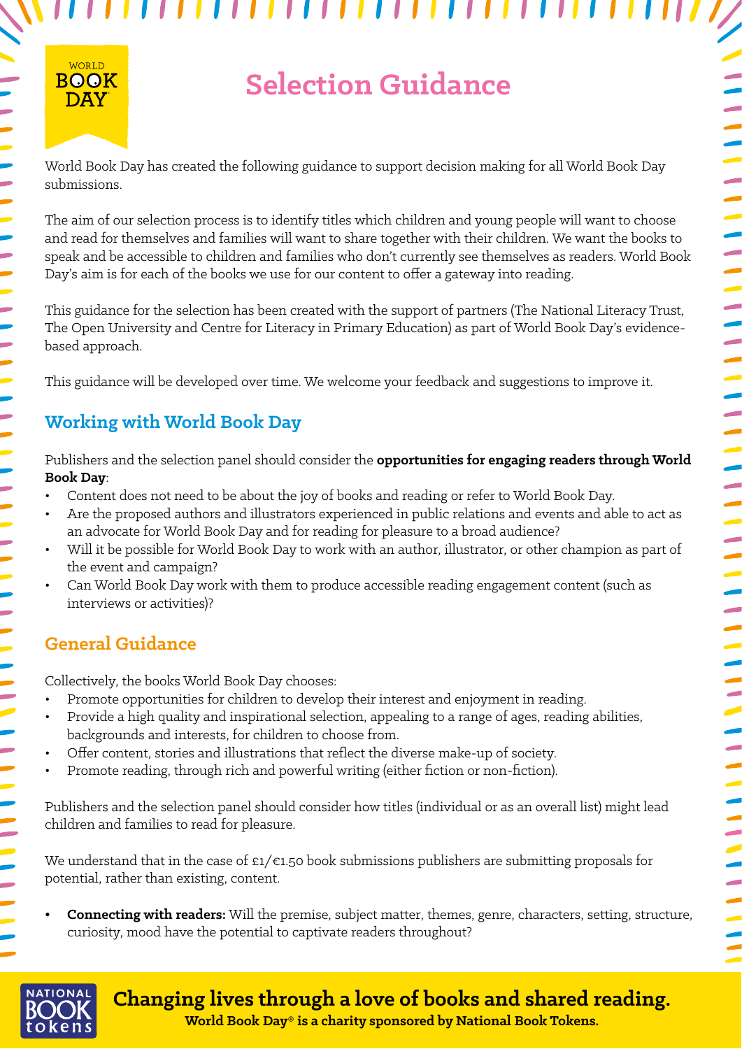# Selection Guidance

World Book Day has created the following guidance to support decision making for all World Book Day submissions.

The aim of our selection process is to identify titles which children and young people will want to choose and read for themselves and families will want to share together with their children. We want the books to speak and be accessible to children and families who don't currently see themselves as readers. World Book Day's aim is for each of the books we use for our content to offer a gateway into reading.

This guidance for the selection has been created with the support of partners (The National Literacy Trust, The Open University and Centre for Literacy in Primary Education) as part of World Book Day's evidence-based approach.

This guidance will be developed over time. We welcome your feedback and suggestions to improve it.

## Working with World Book Day

Publishers and the selection panel should consider the **opportunities for engaging readers through World Book Day**:

- Content does not need to be about the joy of books and reading or refer to World Book Day.
- Are the proposed authors and illustrators experienced in public relations and events and able to act as an advocate for World Book Day and for reading for pleasure to a broad audience?
- Will it be possible for World Book Day to work with an author, illustrator, or other champion as part of the event and campaign?
- Can World Book Day work with them to produce accessible reading engagement content (such as interviews or activities)?

## General Guidance

Collectively, the books World Book Day chooses:

- Promote opportunities for children to develop their interest and enjoyment in reading.
- Provide a high quality and inspirational selection, appealing to a range of ages, reading abilities, backgrounds and interests, for children to choose from.
- Offer content, stories and illustrations that reflect the diverse make-up of society.
- Promote reading, through rich and powerful writing (either fiction or non-fiction).

Publishers and the selection panel should consider how titles (individual or as an overall list) might lead children and families to read for pleasure.

We understand that in the case of £1/€1.50 book submissions publishers are submitting proposals for potential, rather than existing, content.

- **Connecting with readers:** Will the premise, subject matter, themes, genre, characters, setting, structure, curiosity, mood have the potential to captivate readers throughout?

**Changing lives through a love of books and shared reading.**

**World Book Day® is a charity sponsored by National Book Tokens.**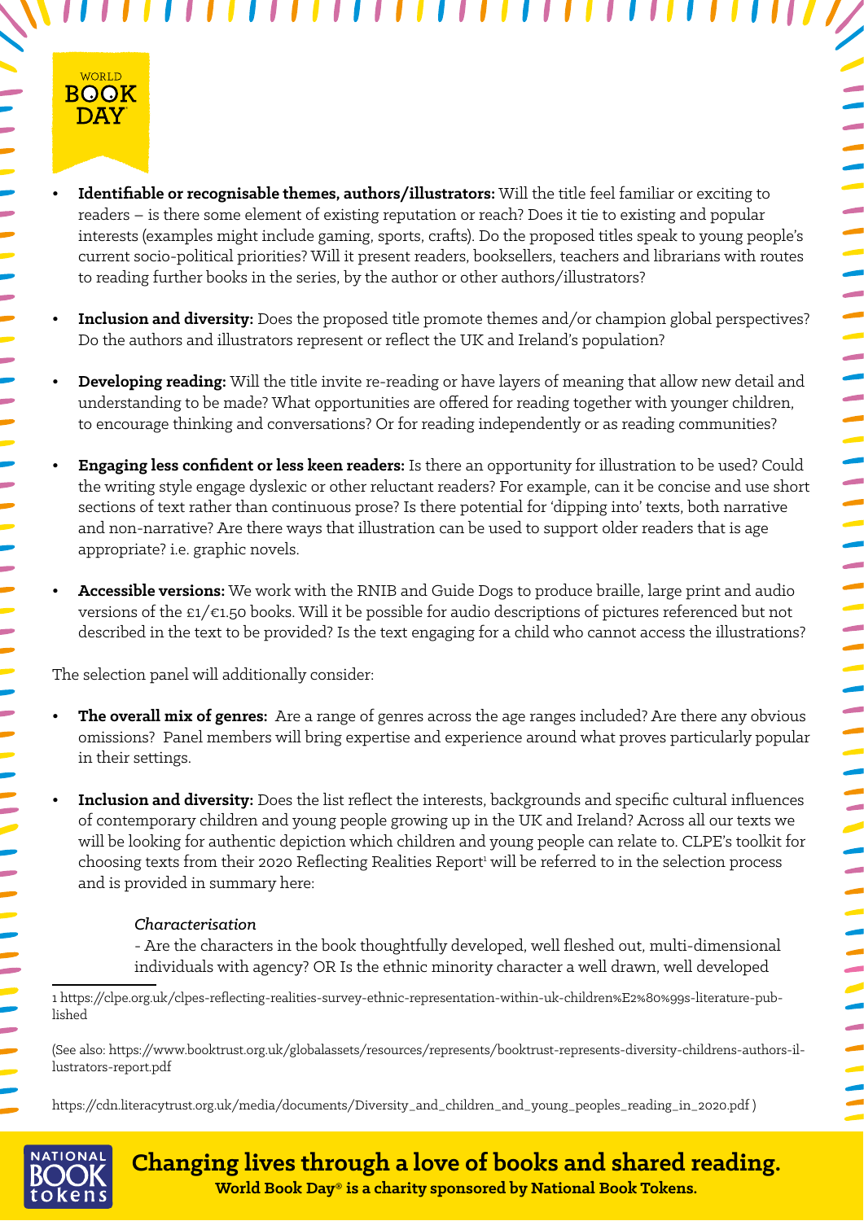- **Identifiable or recognisable themes, authors/illustrators:** Will the title feel familiar or exciting to readers – is there some element of existing reputation or reach? Does it tie to existing and popular interests (examples might include gaming, sports, crafts). Do the proposed titles speak to young people's current socio-political priorities? Will it present readers, booksellers, teachers and librarians with routes to reading further books in the series, by the author or other authors/illustrators?

- **Inclusion and diversity:** Does the proposed title promote themes and/or champion global perspectives? Do the authors and illustrators represent or reflect the UK and Ireland's population?

- **Developing reading:** Will the title invite re-reading or have layers of meaning that allow new detail and understanding to be made? What opportunities are offered for reading together with younger children, to encourage thinking and conversations? Or for reading independently or as reading communities?

- **Engaging less confident or less keen readers:** Is there an opportunity for illustration to be used? Could the writing style engage dyslexic or other reluctant readers? For example, can it be concise and use short sections of text rather than continuous prose? Is there potential for 'dipping into' texts, both narrative and non-narrative? Are there ways that illustration can be used to support older readers that is age appropriate? i.e. graphic novels.

- **Accessible versions:** We work with the RNIB and Guide Dogs to produce braille, large print and audio versions of the £1/€1.50 books. Will it be possible for audio descriptions of pictures referenced but not described in the text to be provided? Is the text engaging for a child who cannot access the illustrations?

The selection panel will additionally consider:

- **The overall mix of genres:** Are a range of genres across the age ranges included? Are there any obvious omissions? Panel members will bring expertise and experience around what proves particularly popular in their settings.

- **Inclusion and diversity:** Does the list reflect the interests, backgrounds and specific cultural influences of contemporary children and young people growing up in the UK and Ireland? Across all our texts we will be looking for authentic depiction which children and young people can relate to. CLPE's toolkit for choosing texts from their 2020 Reflecting Realities Report[1] will be referred to in the selection process and is provided in summary here:

  *Characterisation*

  - Are the characters in the book thoughtfully developed, well fleshed out, multi-dimensional individuals with agency? OR Is the ethnic minority character a well drawn, well developed

---

1 https://clpe.org.uk/clpes-reflecting-realities-survey-ethnic-representation-within-uk-children%E2%80%99s-literature-published

(See also: https://www.booktrust.org.uk/globalassets/resources/represents/booktrust-represents-diversity-childrens-authors-illustrators-report.pdf

https://cdn.literacytrust.org.uk/media/documents/Diversity_and_children_and_young_peoples_reading_in_2020.pdf )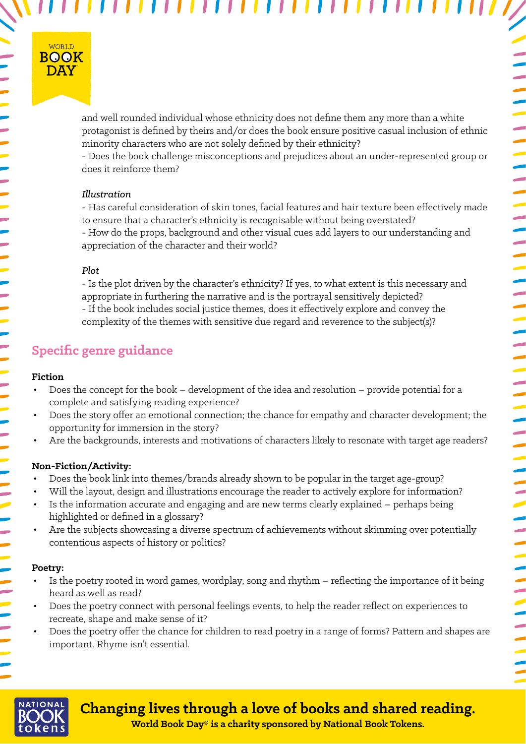and well rounded individual whose ethnicity does not define them any more than a white protagonist is defined by theirs and/or does the book ensure positive casual inclusion of ethnic minority characters who are not solely defined by their ethnicity?
- Does the book challenge misconceptions and prejudices about an under-represented group or does it reinforce them?

*Illustration*

- Has careful consideration of skin tones, facial features and hair texture been effectively made to ensure that a character's ethnicity is recognisable without being overstated?
- How do the props, background and other visual cues add layers to our understanding and appreciation of the character and their world?

*Plot*

- Is the plot driven by the character's ethnicity? If yes, to what extent is this necessary and appropriate in furthering the narrative and is the portrayal sensitively depicted?
- If the book includes social justice themes, does it effectively explore and convey the complexity of the themes with sensitive due regard and reverence to the subject(s)?

## Specific genre guidance

**Fiction**

- Does the concept for the book – development of the idea and resolution – provide potential for a complete and satisfying reading experience?
- Does the story offer an emotional connection; the chance for empathy and character development; the opportunity for immersion in the story?
- Are the backgrounds, interests and motivations of characters likely to resonate with target age readers?

**Non-Fiction/Activity:**

- Does the book link into themes/brands already shown to be popular in the target age-group?
- Will the layout, design and illustrations encourage the reader to actively explore for information?
- Is the information accurate and engaging and are new terms clearly explained – perhaps being highlighted or defined in a glossary?
- Are the subjects showcasing a diverse spectrum of achievements without skimming over potentially contentious aspects of history or politics?

**Poetry:**

- Is the poetry rooted in word games, wordplay, song and rhythm – reflecting the importance of it being heard as well as read?
- Does the poetry connect with personal feelings events, to help the reader reflect on experiences to recreate, shape and make sense of it?
- Does the poetry offer the chance for children to read poetry in a range of forms? Pattern and shapes are important. Rhyme isn't essential.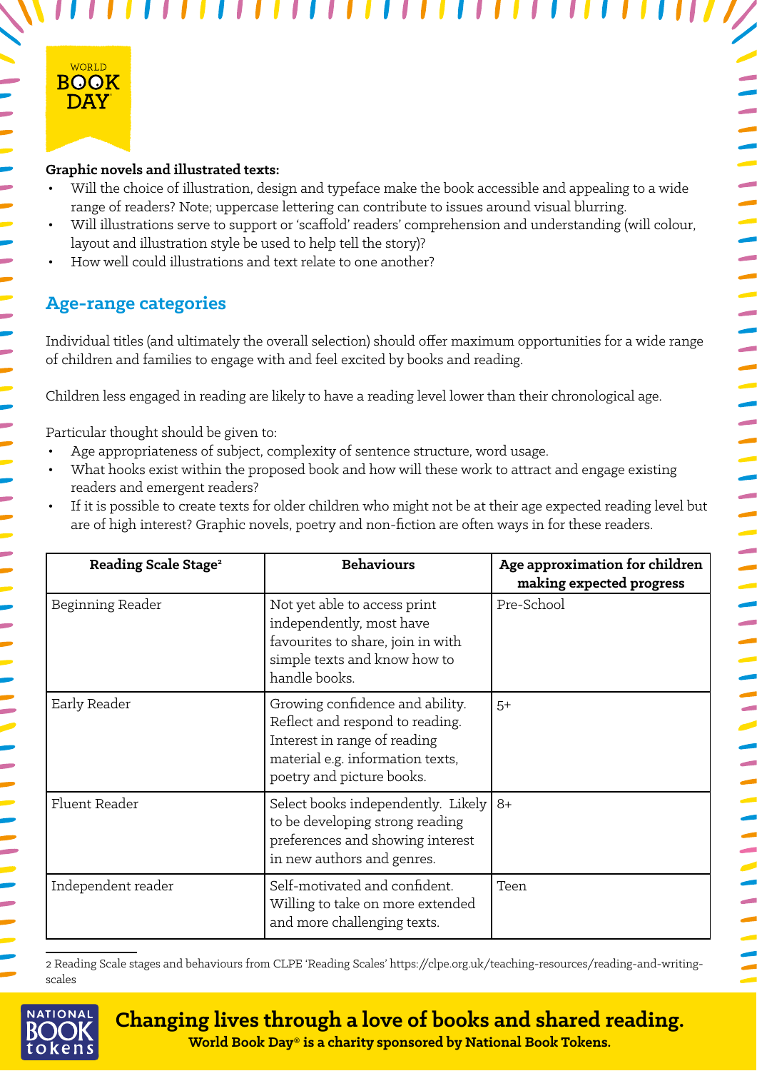**Graphic novels and illustrated texts:**

- Will the choice of illustration, design and typeface make the book accessible and appealing to a wide range of readers? Note; uppercase lettering can contribute to issues around visual blurring.
- Will illustrations serve to support or 'scaffold' readers' comprehension and understanding (will colour, layout and illustration style be used to help tell the story)?
- How well could illustrations and text relate to one another?

## Age-range categories

Individual titles (and ultimately the overall selection) should offer maximum opportunities for a wide range of children and families to engage with and feel excited by books and reading.

Children less engaged in reading are likely to have a reading level lower than their chronological age.

Particular thought should be given to:

- Age appropriateness of subject, complexity of sentence structure, word usage.
- What hooks exist within the proposed book and how will these work to attract and engage existing readers and emergent readers?
- If it is possible to create texts for older children who might not be at their age expected reading level but are of high interest? Graphic novels, poetry and non-fiction are often ways in for these readers.

| Reading Scale Stage[2] | Behaviours | Age approximation for children making expected progress |
|---|---|---|
| Beginning Reader | Not yet able to access print independently, most have favourites to share, join in with simple texts and know how to handle books. | Pre-School |
| Early Reader | Growing confidence and ability. Reflect and respond to reading. Interest in range of reading material e.g. information texts, poetry and picture books. | 5+ |
| Fluent Reader | Select books independently. Likely to be developing strong reading preferences and showing interest in new authors and genres. | 8+ |
| Independent reader | Self-motivated and confident. Willing to take on more extended and more challenging texts. | Teen |

2 Reading Scale stages and behaviours from CLPE 'Reading Scales' https://clpe.org.uk/teaching-resources/reading-and-writing-scales

**Changing lives through a love of books and shared reading.**
**World Book Day® is a charity sponsored by National Book Tokens.**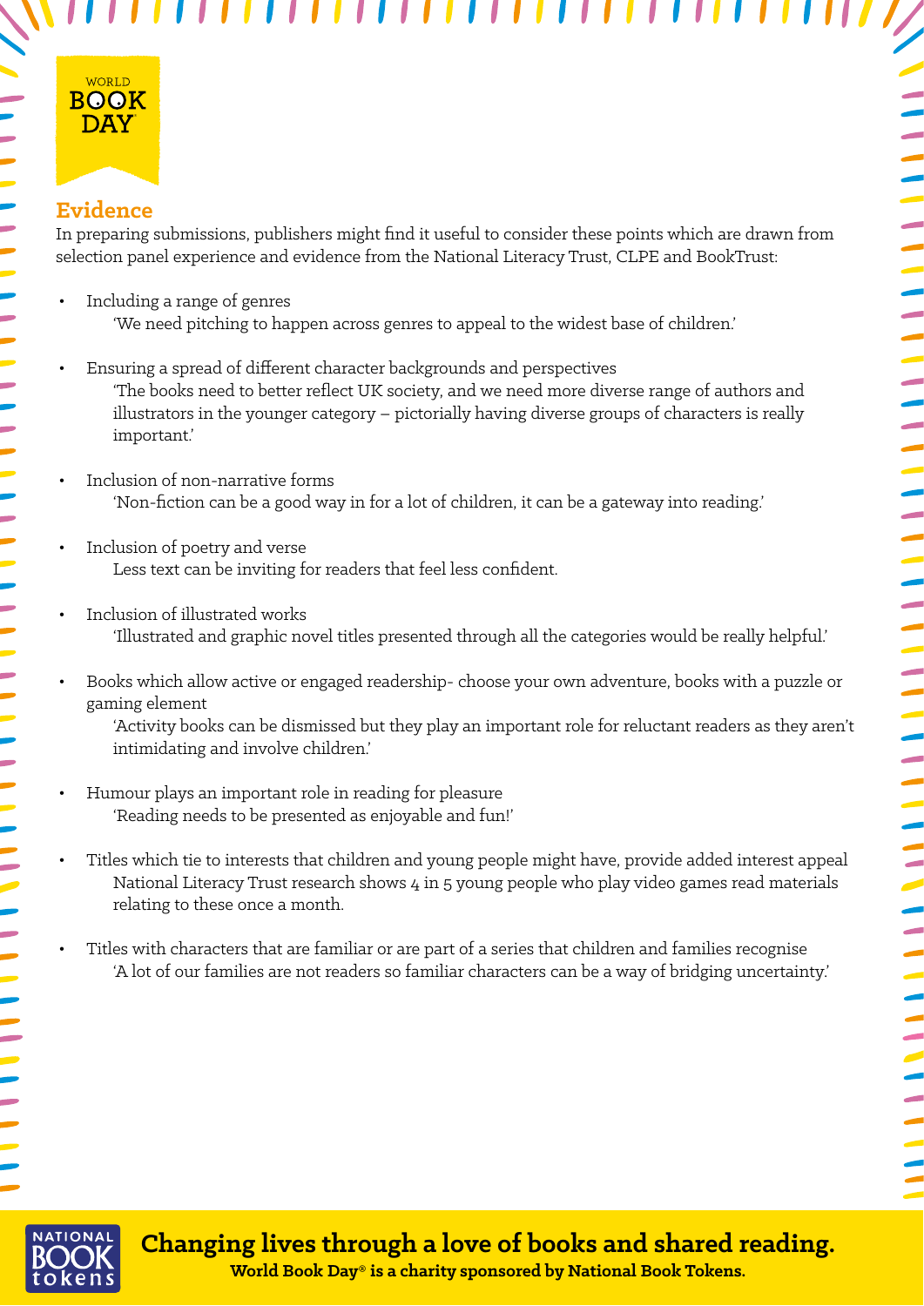## Evidence

In preparing submissions, publishers might find it useful to consider these points which are drawn from selection panel experience and evidence from the National Literacy Trust, CLPE and BookTrust:

- Including a range of genres
  'We need pitching to happen across genres to appeal to the widest base of children.'

- Ensuring a spread of different character backgrounds and perspectives
  'The books need to better reflect UK society, and we need more diverse range of authors and illustrators in the younger category – pictorially having diverse groups of characters is really important.'

- Inclusion of non-narrative forms
  'Non-fiction can be a good way in for a lot of children, it can be a gateway into reading.'

- Inclusion of poetry and verse
  Less text can be inviting for readers that feel less confident.

- Inclusion of illustrated works
  'Illustrated and graphic novel titles presented through all the categories would be really helpful.'

- Books which allow active or engaged readership- choose your own adventure, books with a puzzle or gaming element
  'Activity books can be dismissed but they play an important role for reluctant readers as they aren't intimidating and involve children.'

- Humour plays an important role in reading for pleasure
  'Reading needs to be presented as enjoyable and fun!'

- Titles which tie to interests that children and young people might have, provide added interest appeal
  National Literacy Trust research shows 4 in 5 young people who play video games read materials relating to these once a month.

- Titles with characters that are familiar or are part of a series that children and families recognise
  'A lot of our families are not readers so familiar characters can be a way of bridging uncertainty.'

**Changing lives through a love of books and shared reading.**
**World Book Day® is a charity sponsored by National Book Tokens.**